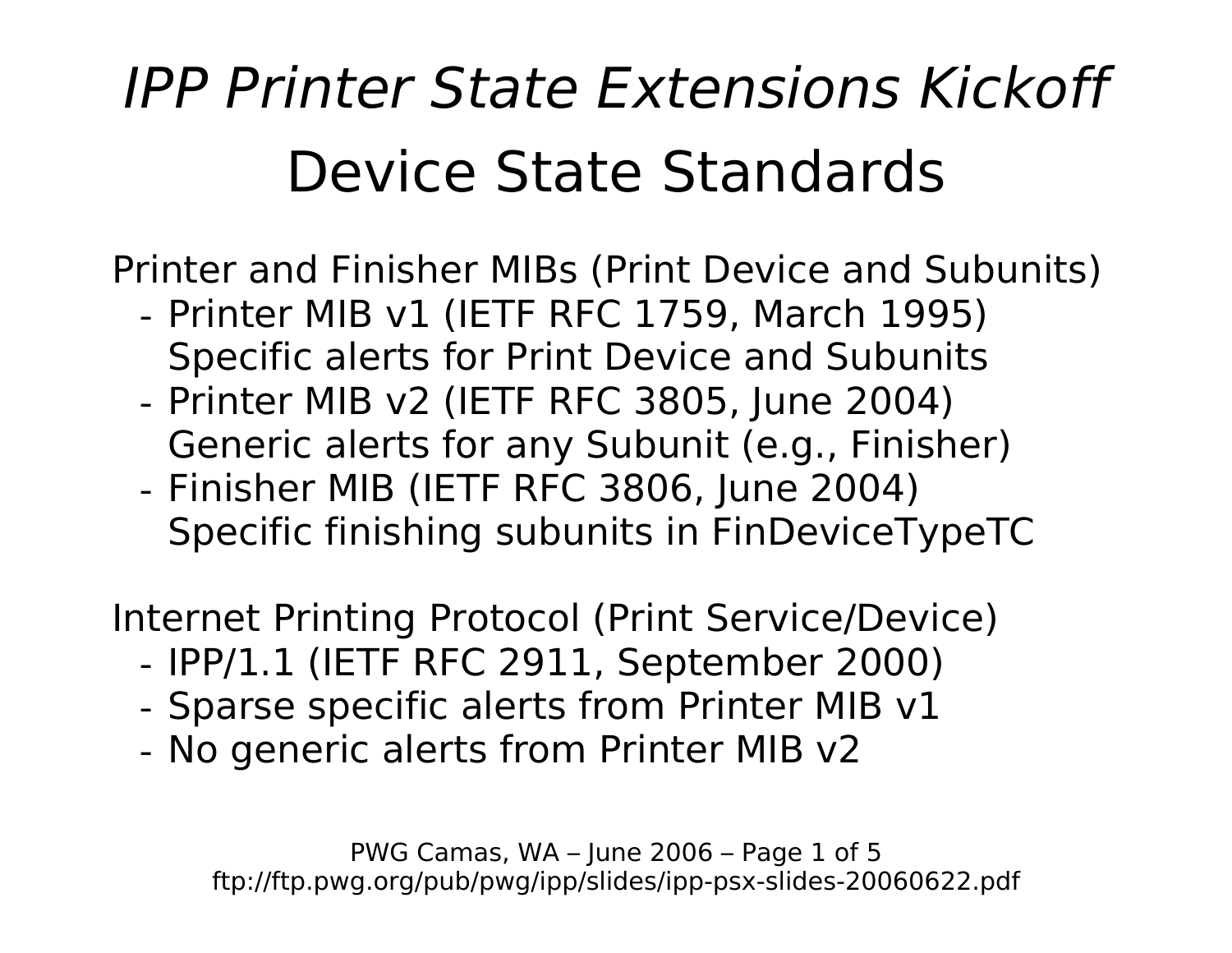# *IPP Printer State Extensions Kickoff*

## Device State Standards

Printer and Finisher MIBs (Print Device and Subunits)

- Printer MIB v1 (IETF RFC 1759, March 1995)
  Specific alerts for Print Device and Subunits
- Printer MIB v2 (IETF RFC 3805, June 2004)
  Generic alerts for any Subunit (e.g., Finisher)
- Finisher MIB (IETF RFC 3806, June 2004)
  Specific finishing subunits in FinDeviceTypeTC

Internet Printing Protocol (Print Service/Device)

- IPP/1.1 (IETF RFC 2911, September 2000)
- Sparse specific alerts from Printer MIB v1
- No generic alerts from Printer MIB v2

PWG Camas, WA – June 2006
ftp://ftp.pwg.org/pub/pwg/ipp/slides/ipp-psx-slides-20060622.pdf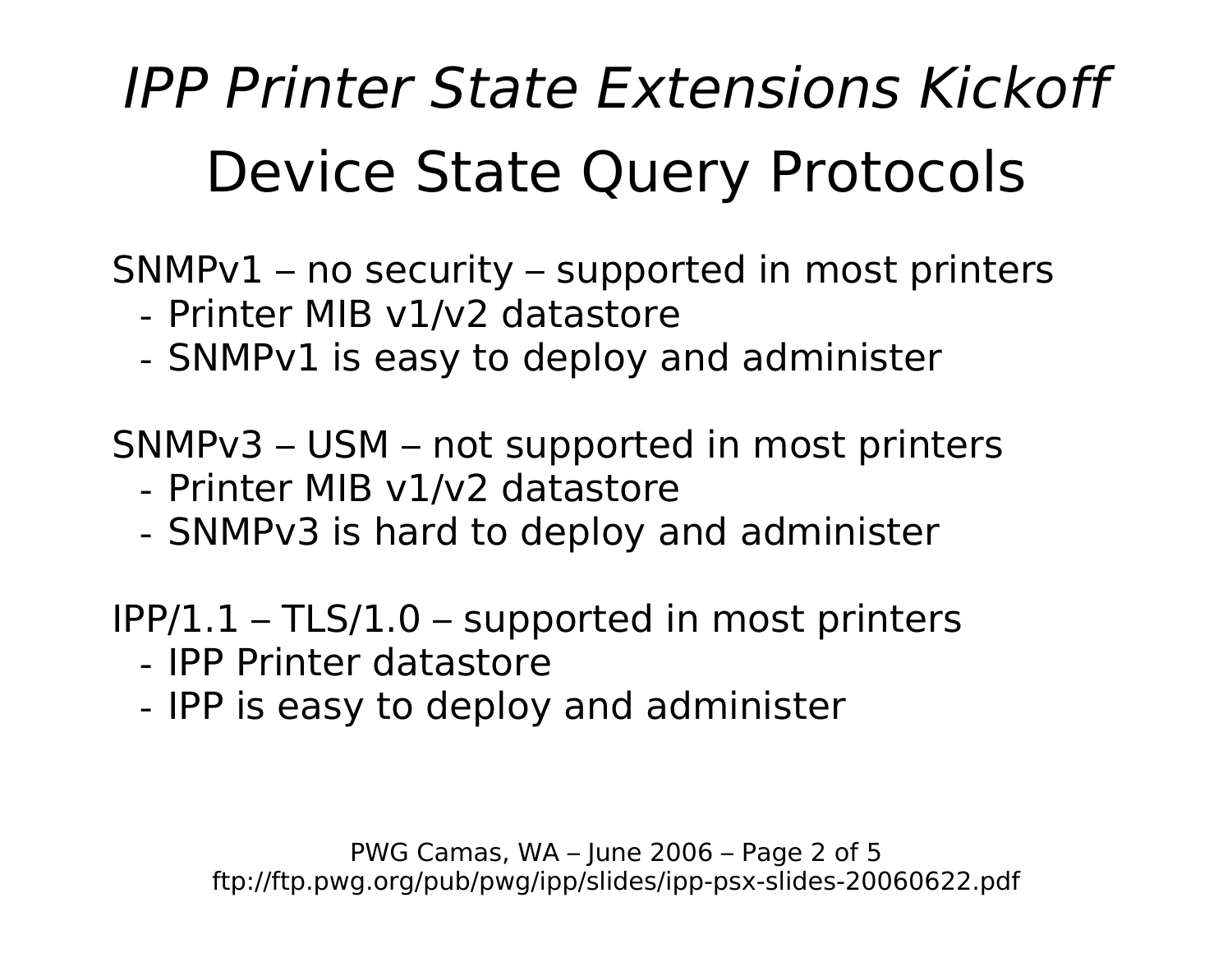# *IPP Printer State Extensions Kickoff*

## Device State Query Protocols

SNMPv1 – no security – supported in most printers
- Printer MIB v1/v2 datastore
- SNMPv1 is easy to deploy and administer

SNMPv3 – USM – not supported in most printers
- Printer MIB v1/v2 datastore
- SNMPv3 is hard to deploy and administer

IPP/1.1 – TLS/1.0 – supported in most printers
- IPP Printer datastore
- IPP is easy to deploy and administer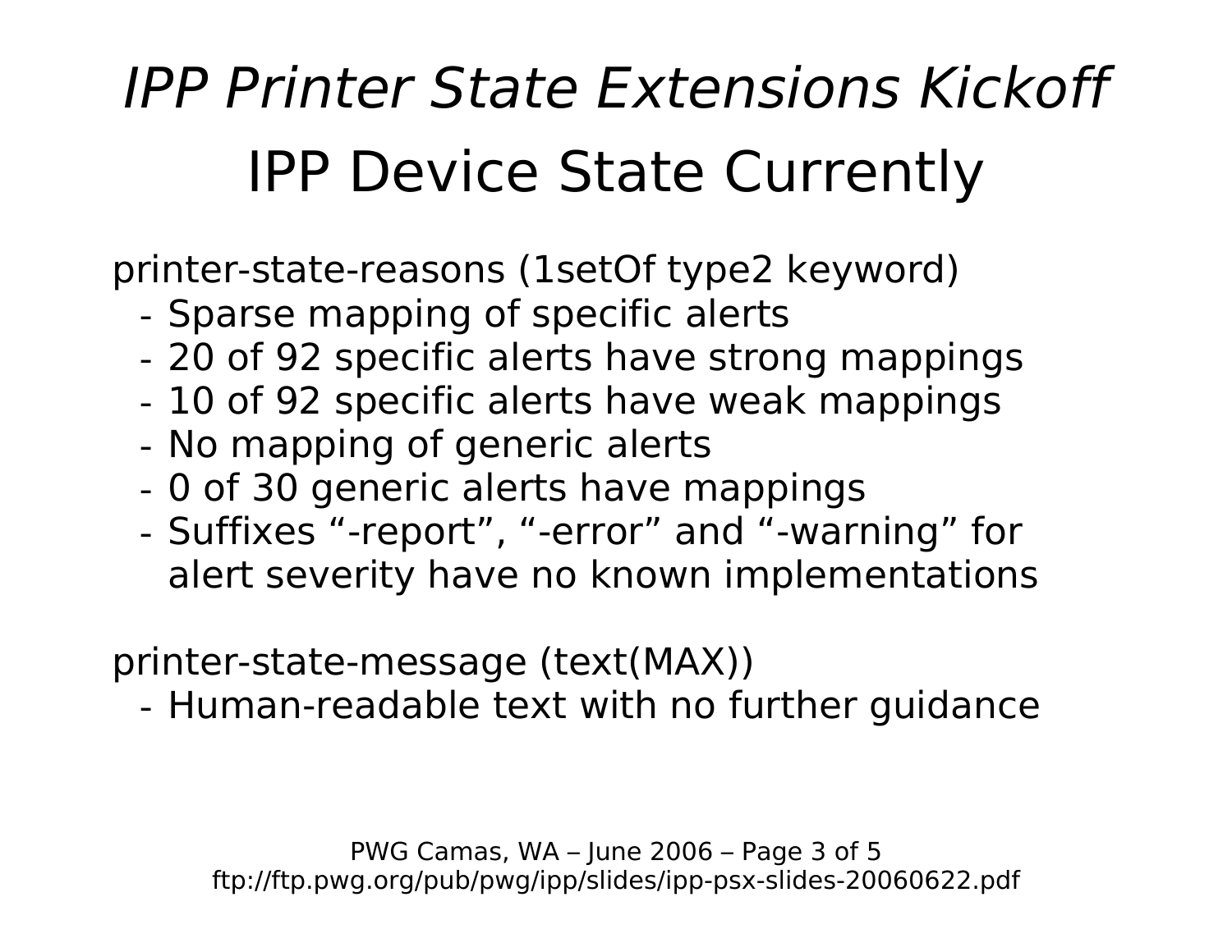# *IPP Printer State Extensions Kickoff*

## IPP Device State Currently

printer-state-reasons (1setOf type2 keyword)

- Sparse mapping of specific alerts
- 20 of 92 specific alerts have strong mappings
- 10 of 92 specific alerts have weak mappings
- No mapping of generic alerts
- 0 of 30 generic alerts have mappings
- Suffixes “-report”, “-error” and “-warning” for alert severity have no known implementations

printer-state-message (text(MAX))

- Human-readable text with no further guidance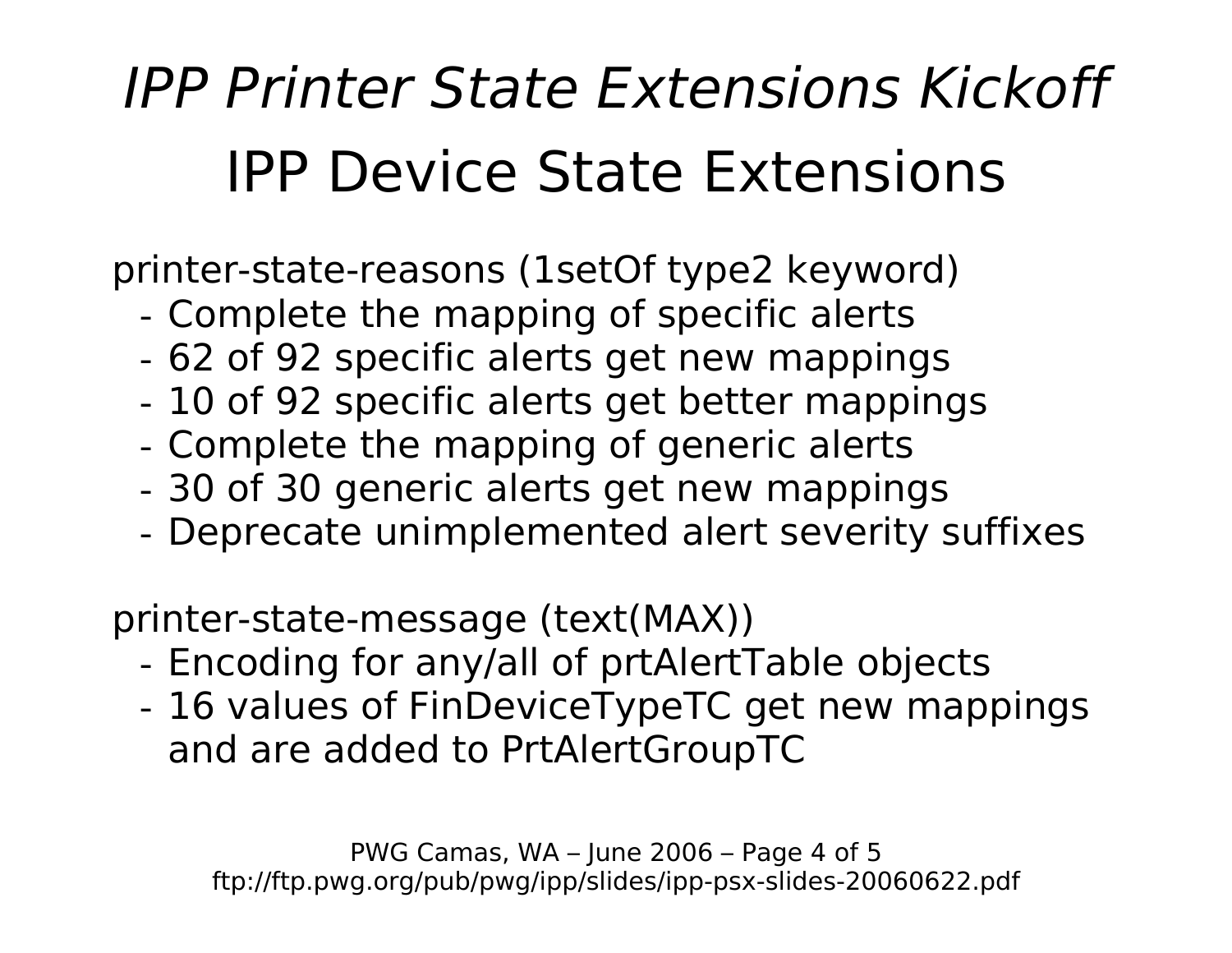# *IPP Printer State Extensions Kickoff*

## IPP Device State Extensions

printer-state-reasons (1setOf type2 keyword)

- Complete the mapping of specific alerts
- 62 of 92 specific alerts get new mappings
- 10 of 92 specific alerts get better mappings
- Complete the mapping of generic alerts
- 30 of 30 generic alerts get new mappings
- Deprecate unimplemented alert severity suffixes

printer-state-message (text(MAX))

- Encoding for any/all of prtAlertTable objects
- 16 values of FinDeviceTypeTC get new mappings and are added to PrtAlertGroupTC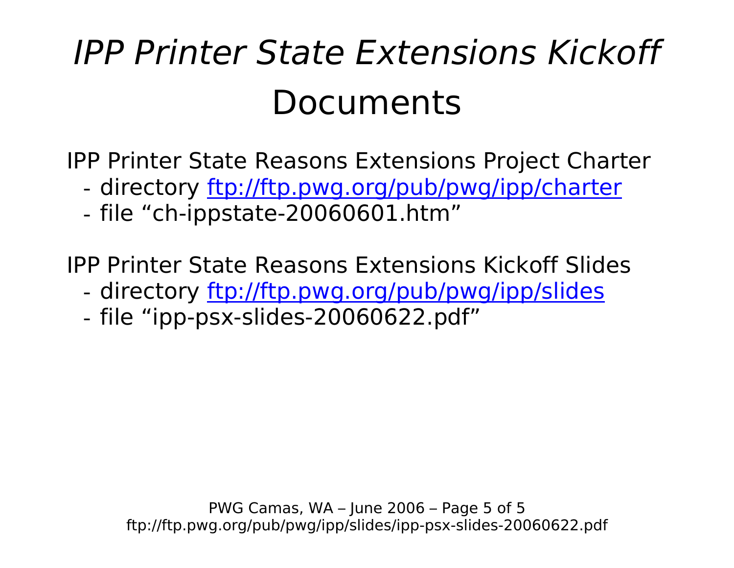# *IPP Printer State Extensions Kickoff*

## Documents

IPP Printer State Reasons Extensions Project Charter

- directory ftp://ftp.pwg.org/pub/pwg/ipp/charter
- file “ch-ippstate-20060601.htm”

IPP Printer State Reasons Extensions Kickoff Slides

- directory ftp://ftp.pwg.org/pub/pwg/ipp/slides
- file “ipp-psx-slides-20060622.pdf”